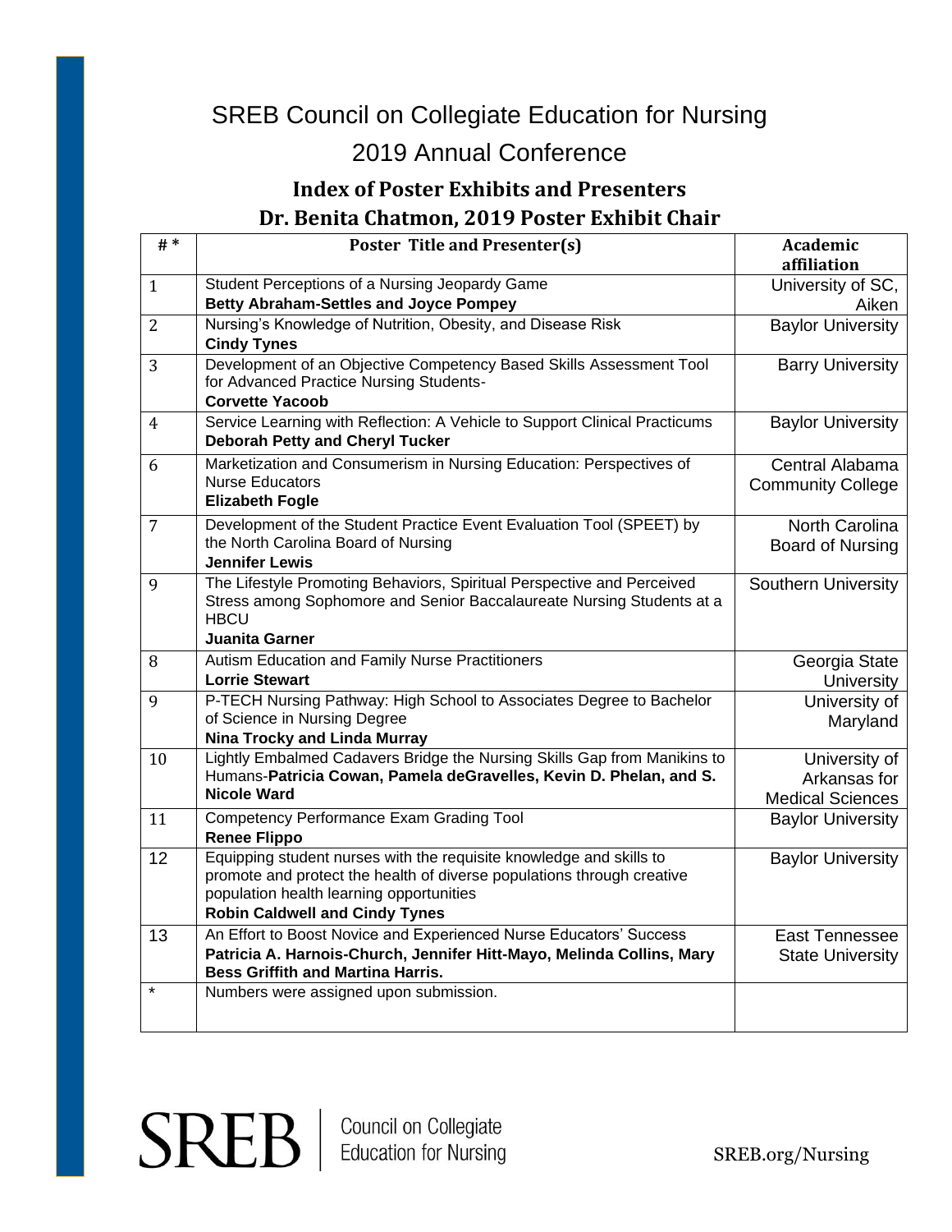# SREB Council on Collegiate Education for Nursing

## 2019 Annual Conference

### Index of Poster Exhibits and Presenters

### Dr. Benita Chatmon, 2019 Poster Exhibit Chair

| # * | Poster Title and Presenter(s) | Academic affiliation |
|---|---|---|
| 1 | Student Perceptions of a Nursing Jeopardy Game **Betty Abraham-Settles and Joyce Pompey** | University of SC, Aiken |
| 2 | Nursing's Knowledge of Nutrition, Obesity, and Disease Risk **Cindy Tynes** | Baylor University |
| 3 | Development of an Objective Competency Based Skills Assessment Tool for Advanced Practice Nursing Students- **Corvette Yacoob** | Barry University |
| 4 | Service Learning with Reflection: A Vehicle to Support Clinical Practicums **Deborah Petty and Cheryl Tucker** | Baylor University |
| 6 | Marketization and Consumerism in Nursing Education: Perspectives of Nurse Educators **Elizabeth Fogle** | Central Alabama Community College |
| 7 | Development of the Student Practice Event Evaluation Tool (SPEET) by the North Carolina Board of Nursing **Jennifer Lewis** | North Carolina Board of Nursing |
| 9 | The Lifestyle Promoting Behaviors, Spiritual Perspective and Perceived Stress among Sophomore and Senior Baccalaureate Nursing Students at a HBCU **Juanita Garner** | Southern University |
| 8 | Autism Education and Family Nurse Practitioners **Lorrie Stewart** | Georgia State University |
| 9 | P-TECH Nursing Pathway: High School to Associates Degree to Bachelor of Science in Nursing Degree **Nina Trocky and Linda Murray** | University of Maryland |
| 10 | Lightly Embalmed Cadavers Bridge the Nursing Skills Gap from Manikins to Humans-**Patricia Cowan, Pamela deGravelles, Kevin D. Phelan, and S. Nicole Ward** | University of Arkansas for Medical Sciences |
| 11 | Competency Performance Exam Grading Tool **Renee Flippo** | Baylor University |
| 12 | Equipping student nurses with the requisite knowledge and skills to promote and protect the health of diverse populations through creative population health learning opportunities **Robin Caldwell and Cindy Tynes** | Baylor University |
| 13 | An Effort to Boost Novice and Experienced Nurse Educators' Success **Patricia A. Harnois-Church, Jennifer Hitt-Mayo, Melinda Collins, Mary Bess Griffith and Martina Harris.** | East Tennessee State University |
| * | Numbers were assigned upon submission. | |

SREB | Council on Collegiate Education for Nursing

SREB.org/Nursing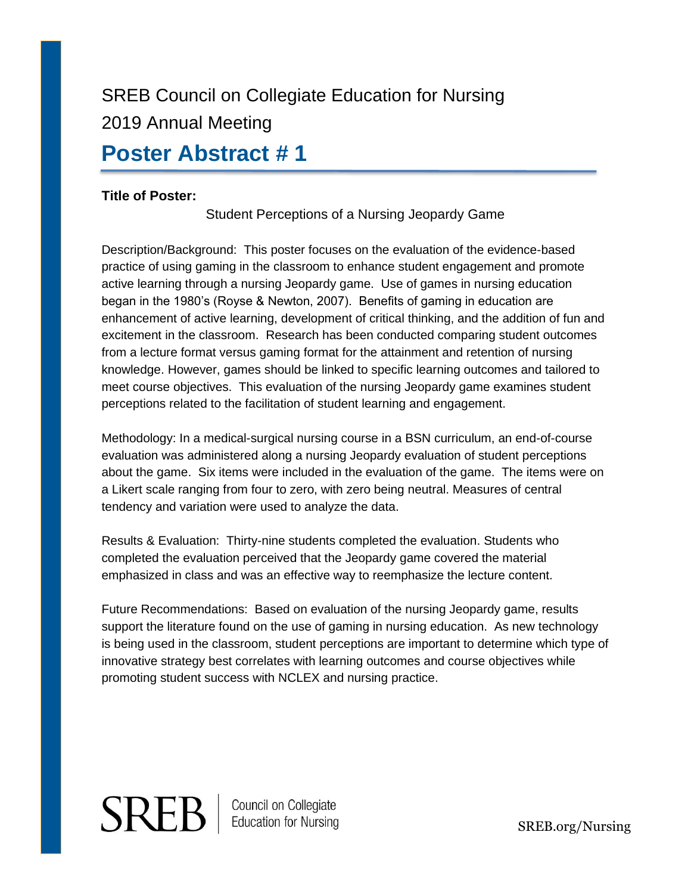SREB Council on Collegiate Education for Nursing

2019 Annual Meeting

# Poster Abstract # 1

**Title of Poster:**

Student Perceptions of a Nursing Jeopardy Game

Description/Background: This poster focuses on the evaluation of the evidence-based practice of using gaming in the classroom to enhance student engagement and promote active learning through a nursing Jeopardy game. Use of games in nursing education began in the 1980's (Royse & Newton, 2007). Benefits of gaming in education are enhancement of active learning, development of critical thinking, and the addition of fun and excitement in the classroom. Research has been conducted comparing student outcomes from a lecture format versus gaming format for the attainment and retention of nursing knowledge. However, games should be linked to specific learning outcomes and tailored to meet course objectives. This evaluation of the nursing Jeopardy game examines student perceptions related to the facilitation of student learning and engagement.

Methodology: In a medical-surgical nursing course in a BSN curriculum, an end-of-course evaluation was administered along a nursing Jeopardy evaluation of student perceptions about the game. Six items were included in the evaluation of the game. The items were on a Likert scale ranging from four to zero, with zero being neutral. Measures of central tendency and variation were used to analyze the data.

Results & Evaluation: Thirty-nine students completed the evaluation. Students who completed the evaluation perceived that the Jeopardy game covered the material emphasized in class and was an effective way to reemphasize the lecture content.

Future Recommendations: Based on evaluation of the nursing Jeopardy game, results support the literature found on the use of gaming in nursing education. As new technology is being used in the classroom, student perceptions are important to determine which type of innovative strategy best correlates with learning outcomes and course objectives while promoting student success with NCLEX and nursing practice.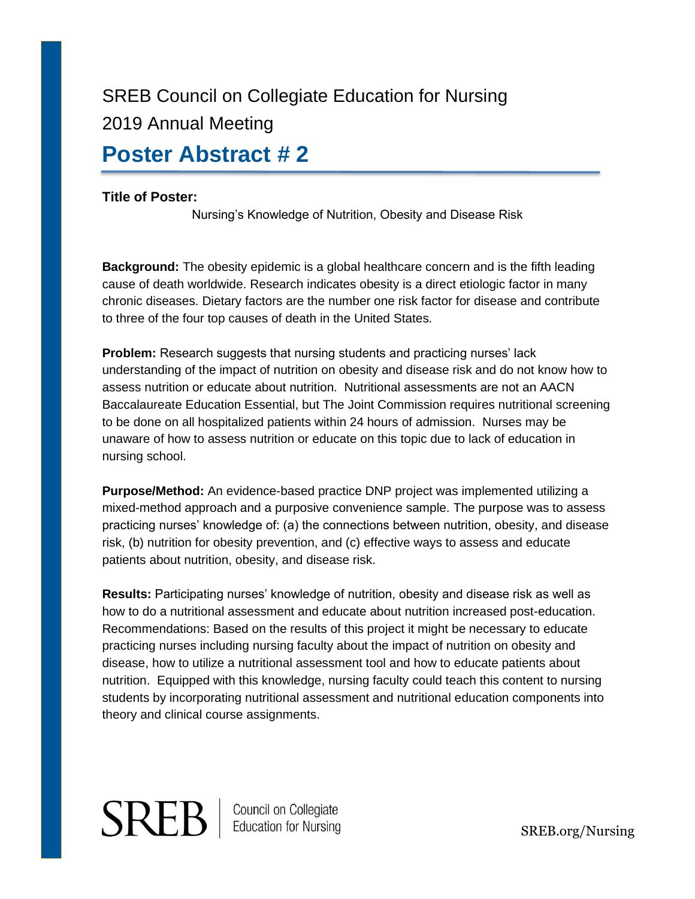SREB Council on Collegiate Education for Nursing

2019 Annual Meeting

# Poster Abstract # 2

**Title of Poster:**

Nursing's Knowledge of Nutrition, Obesity and Disease Risk

**Background:** The obesity epidemic is a global healthcare concern and is the fifth leading cause of death worldwide. Research indicates obesity is a direct etiologic factor in many chronic diseases. Dietary factors are the number one risk factor for disease and contribute to three of the four top causes of death in the United States.

**Problem:** Research suggests that nursing students and practicing nurses' lack understanding of the impact of nutrition on obesity and disease risk and do not know how to assess nutrition or educate about nutrition. Nutritional assessments are not an AACN Baccalaureate Education Essential, but The Joint Commission requires nutritional screening to be done on all hospitalized patients within 24 hours of admission. Nurses may be unaware of how to assess nutrition or educate on this topic due to lack of education in nursing school.

**Purpose/Method:** An evidence-based practice DNP project was implemented utilizing a mixed-method approach and a purposive convenience sample. The purpose was to assess practicing nurses' knowledge of: (a) the connections between nutrition, obesity, and disease risk, (b) nutrition for obesity prevention, and (c) effective ways to assess and educate patients about nutrition, obesity, and disease risk.

**Results:** Participating nurses' knowledge of nutrition, obesity and disease risk as well as how to do a nutritional assessment and educate about nutrition increased post-education. Recommendations: Based on the results of this project it might be necessary to educate practicing nurses including nursing faculty about the impact of nutrition on obesity and disease, how to utilize a nutritional assessment tool and how to educate patients about nutrition. Equipped with this knowledge, nursing faculty could teach this content to nursing students by incorporating nutritional assessment and nutritional education components into theory and clinical course assignments.

SREB | Council on Collegiate Education for Nursing

SREB.org/Nursing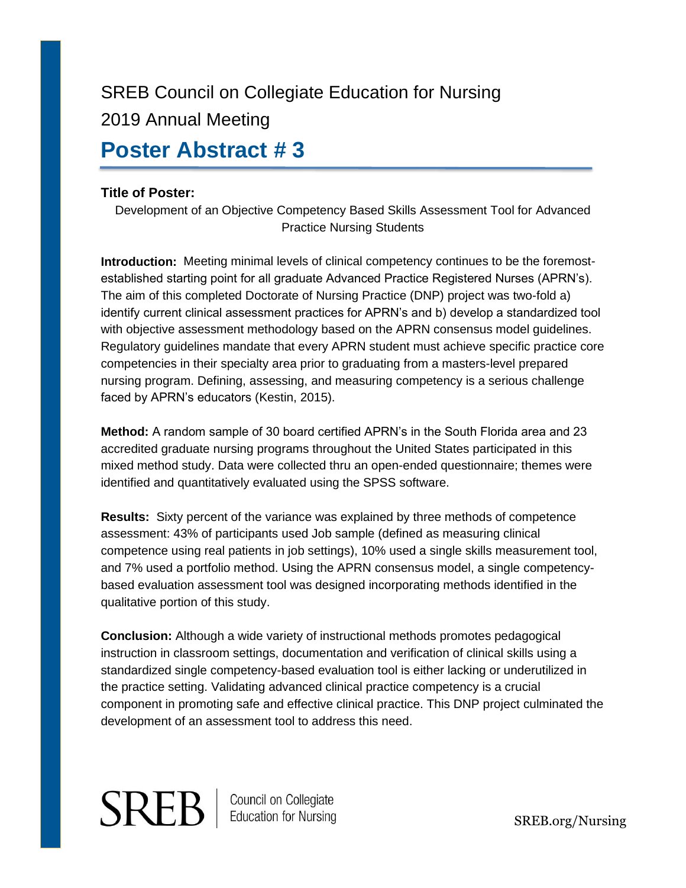SREB Council on Collegiate Education for Nursing

2019 Annual Meeting

# Poster Abstract # 3

**Title of Poster:**

Development of an Objective Competency Based Skills Assessment Tool for Advanced Practice Nursing Students

**Introduction:** Meeting minimal levels of clinical competency continues to be the foremost-established starting point for all graduate Advanced Practice Registered Nurses (APRN's). The aim of this completed Doctorate of Nursing Practice (DNP) project was two-fold a) identify current clinical assessment practices for APRN's and b) develop a standardized tool with objective assessment methodology based on the APRN consensus model guidelines. Regulatory guidelines mandate that every APRN student must achieve specific practice core competencies in their specialty area prior to graduating from a masters-level prepared nursing program. Defining, assessing, and measuring competency is a serious challenge faced by APRN's educators (Kestin, 2015).

**Method:** A random sample of 30 board certified APRN's in the South Florida area and 23 accredited graduate nursing programs throughout the United States participated in this mixed method study. Data were collected thru an open-ended questionnaire; themes were identified and quantitatively evaluated using the SPSS software.

**Results:** Sixty percent of the variance was explained by three methods of competence assessment: 43% of participants used Job sample (defined as measuring clinical competence using real patients in job settings), 10% used a single skills measurement tool, and 7% used a portfolio method. Using the APRN consensus model, a single competency-based evaluation assessment tool was designed incorporating methods identified in the qualitative portion of this study.

**Conclusion:** Although a wide variety of instructional methods promotes pedagogical instruction in classroom settings, documentation and verification of clinical skills using a standardized single competency-based evaluation tool is either lacking or underutilized in the practice setting. Validating advanced clinical practice competency is a crucial component in promoting safe and effective clinical practice. This DNP project culminated the development of an assessment tool to address this need.

SREB | Council on Collegiate Education for Nursing

SREB.org/Nursing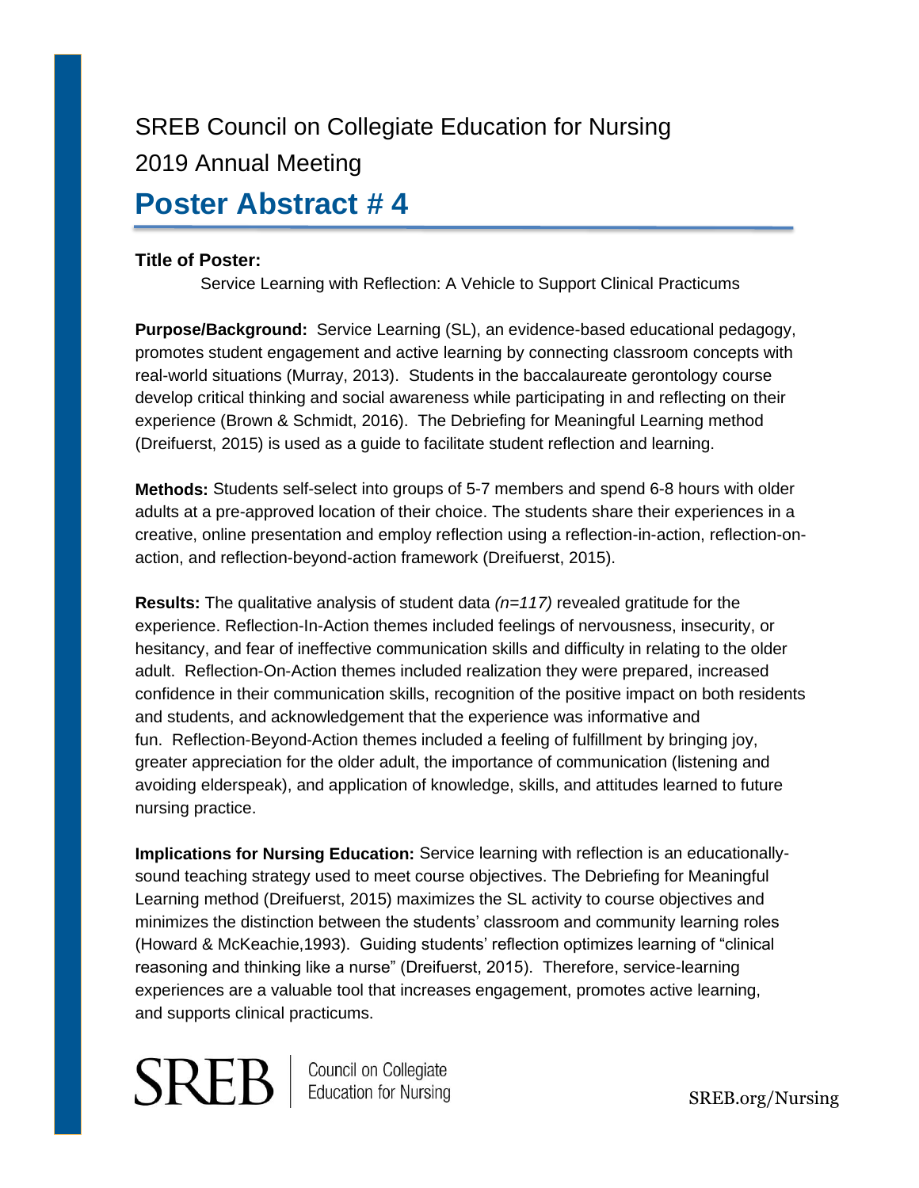SREB Council on Collegiate Education for Nursing

2019 Annual Meeting

# Poster Abstract # 4

**Title of Poster:**

Service Learning with Reflection: A Vehicle to Support Clinical Practicums

**Purpose/Background:** Service Learning (SL), an evidence-based educational pedagogy, promotes student engagement and active learning by connecting classroom concepts with real-world situations (Murray, 2013). Students in the baccalaureate gerontology course develop critical thinking and social awareness while participating in and reflecting on their experience (Brown & Schmidt, 2016). The Debriefing for Meaningful Learning method (Dreifuerst, 2015) is used as a guide to facilitate student reflection and learning.

**Methods:** Students self-select into groups of 5-7 members and spend 6-8 hours with older adults at a pre-approved location of their choice. The students share their experiences in a creative, online presentation and employ reflection using a reflection-in-action, reflection-on-action, and reflection-beyond-action framework (Dreifuerst, 2015).

**Results:** The qualitative analysis of student data *(n=117)* revealed gratitude for the experience. Reflection-In-Action themes included feelings of nervousness, insecurity, or hesitancy, and fear of ineffective communication skills and difficulty in relating to the older adult. Reflection-On-Action themes included realization they were prepared, increased confidence in their communication skills, recognition of the positive impact on both residents and students, and acknowledgement that the experience was informative and fun. Reflection-Beyond-Action themes included a feeling of fulfillment by bringing joy, greater appreciation for the older adult, the importance of communication (listening and avoiding elderspeak), and application of knowledge, skills, and attitudes learned to future nursing practice.

**Implications for Nursing Education:** Service learning with reflection is an educationally-sound teaching strategy used to meet course objectives. The Debriefing for Meaningful Learning method (Dreifuerst, 2015) maximizes the SL activity to course objectives and minimizes the distinction between the students' classroom and community learning roles (Howard & McKeachie,1993). Guiding students' reflection optimizes learning of "clinical reasoning and thinking like a nurse" (Dreifuerst, 2015). Therefore, service-learning experiences are a valuable tool that increases engagement, promotes active learning, and supports clinical practicums.

SREB | Council on Collegiate Education for Nursing

SREB.org/Nursing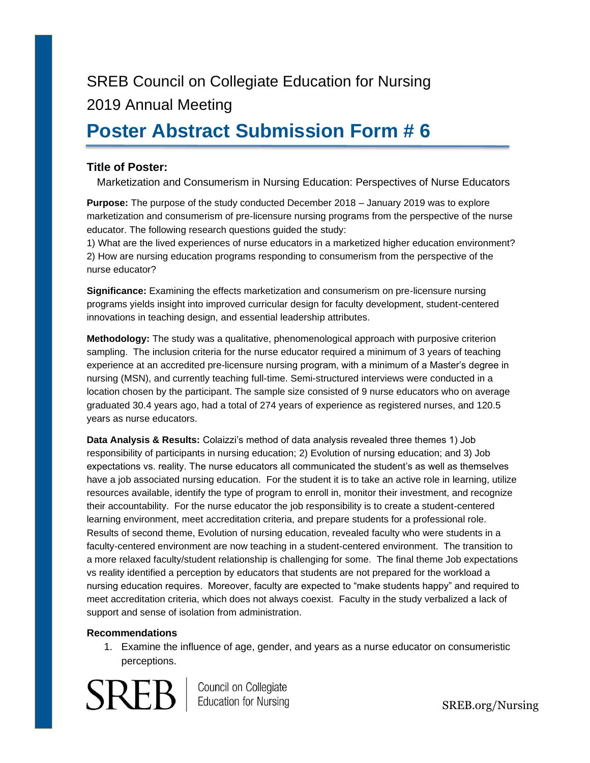SREB Council on Collegiate Education for Nursing

2019 Annual Meeting

# Poster Abstract Submission Form # 6

### Title of Poster:

Marketization and Consumerism in Nursing Education: Perspectives of Nurse Educators

**Purpose:** The purpose of the study conducted December 2018 – January 2019 was to explore marketization and consumerism of pre-licensure nursing programs from the perspective of the nurse educator. The following research questions guided the study:
1) What are the lived experiences of nurse educators in a marketized higher education environment?
2) How are nursing education programs responding to consumerism from the perspective of the nurse educator?

**Significance:** Examining the effects marketization and consumerism on pre-licensure nursing programs yields insight into improved curricular design for faculty development, student-centered innovations in teaching design, and essential leadership attributes.

**Methodology:** The study was a qualitative, phenomenological approach with purposive criterion sampling. The inclusion criteria for the nurse educator required a minimum of 3 years of teaching experience at an accredited pre-licensure nursing program, with a minimum of a Master's degree in nursing (MSN), and currently teaching full-time. Semi-structured interviews were conducted in a location chosen by the participant. The sample size consisted of 9 nurse educators who on average graduated 30.4 years ago, had a total of 274 years of experience as registered nurses, and 120.5 years as nurse educators.

**Data Analysis & Results:** Colaizzi's method of data analysis revealed three themes 1) Job responsibility of participants in nursing education; 2) Evolution of nursing education; and 3) Job expectations vs. reality. The nurse educators all communicated the student's as well as themselves have a job associated nursing education. For the student it is to take an active role in learning, utilize resources available, identify the type of program to enroll in, monitor their investment, and recognize their accountability. For the nurse educator the job responsibility is to create a student-centered learning environment, meet accreditation criteria, and prepare students for a professional role. Results of second theme, Evolution of nursing education, revealed faculty who were students in a faculty-centered environment are now teaching in a student-centered environment. The transition to a more relaxed faculty/student relationship is challenging for some. The final theme Job expectations vs reality identified a perception by educators that students are not prepared for the workload a nursing education requires. Moreover, faculty are expected to "make students happy" and required to meet accreditation criteria, which does not always coexist. Faculty in the study verbalized a lack of support and sense of isolation from administration.

**Recommendations**

1. Examine the influence of age, gender, and years as a nurse educator on consumeristic perceptions.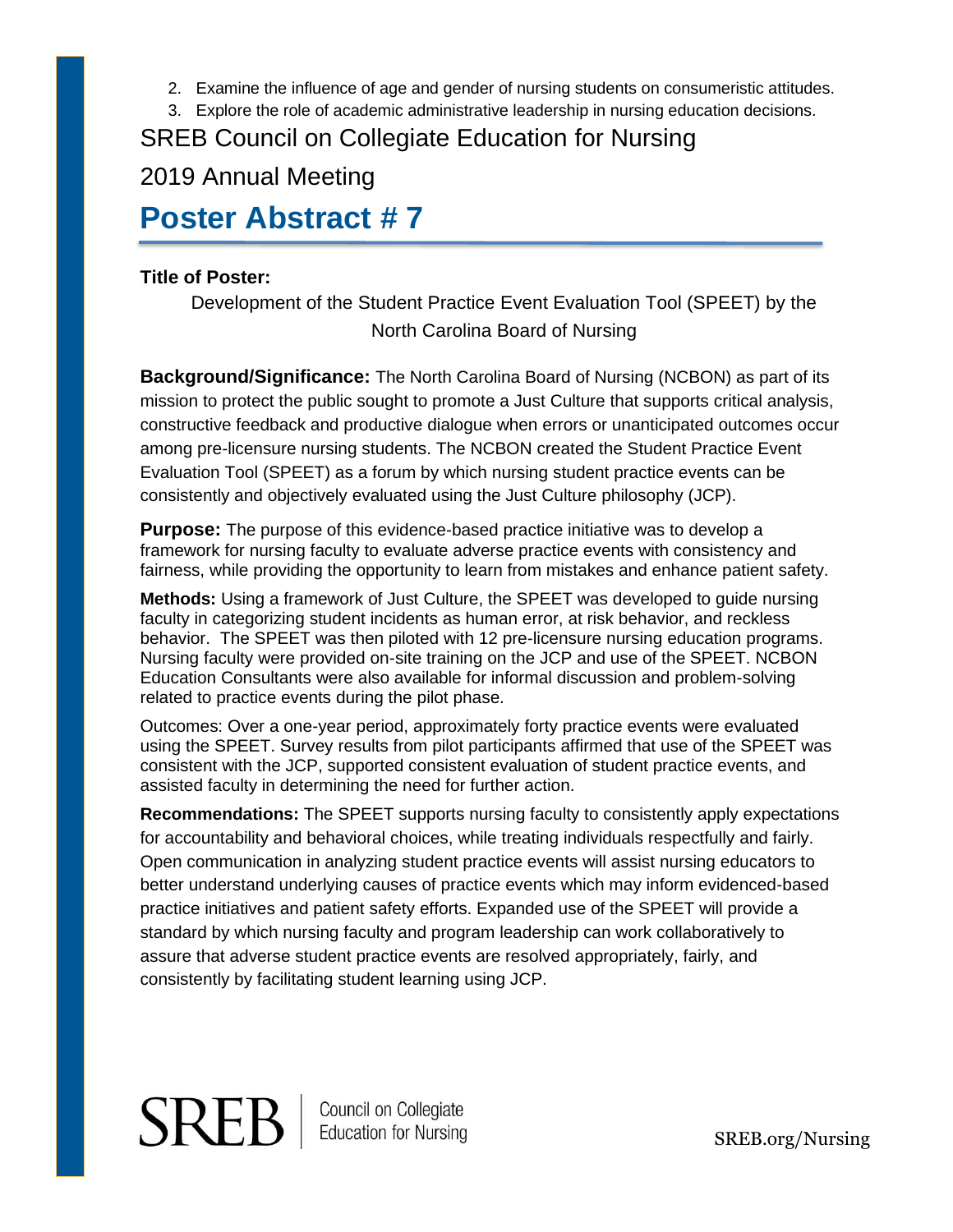2. Examine the influence of age and gender of nursing students on consumeristic attitudes.
3. Explore the role of academic administrative leadership in nursing education decisions.

SREB Council on Collegiate Education for Nursing

2019 Annual Meeting

# Poster Abstract # 7

**Title of Poster:**

Development of the Student Practice Event Evaluation Tool (SPEET) by the North Carolina Board of Nursing

**Background/Significance:** The North Carolina Board of Nursing (NCBON) as part of its mission to protect the public sought to promote a Just Culture that supports critical analysis, constructive feedback and productive dialogue when errors or unanticipated outcomes occur among pre-licensure nursing students. The NCBON created the Student Practice Event Evaluation Tool (SPEET) as a forum by which nursing student practice events can be consistently and objectively evaluated using the Just Culture philosophy (JCP).

**Purpose:** The purpose of this evidence-based practice initiative was to develop a framework for nursing faculty to evaluate adverse practice events with consistency and fairness, while providing the opportunity to learn from mistakes and enhance patient safety.

**Methods:** Using a framework of Just Culture, the SPEET was developed to guide nursing faculty in categorizing student incidents as human error, at risk behavior, and reckless behavior. The SPEET was then piloted with 12 pre-licensure nursing education programs. Nursing faculty were provided on-site training on the JCP and use of the SPEET. NCBON Education Consultants were also available for informal discussion and problem-solving related to practice events during the pilot phase.

Outcomes: Over a one-year period, approximately forty practice events were evaluated using the SPEET. Survey results from pilot participants affirmed that use of the SPEET was consistent with the JCP, supported consistent evaluation of student practice events, and assisted faculty in determining the need for further action.

**Recommendations:** The SPEET supports nursing faculty to consistently apply expectations for accountability and behavioral choices, while treating individuals respectfully and fairly. Open communication in analyzing student practice events will assist nursing educators to better understand underlying causes of practice events which may inform evidenced-based practice initiatives and patient safety efforts. Expanded use of the SPEET will provide a standard by which nursing faculty and program leadership can work collaboratively to assure that adverse student practice events are resolved appropriately, fairly, and consistently by facilitating student learning using JCP.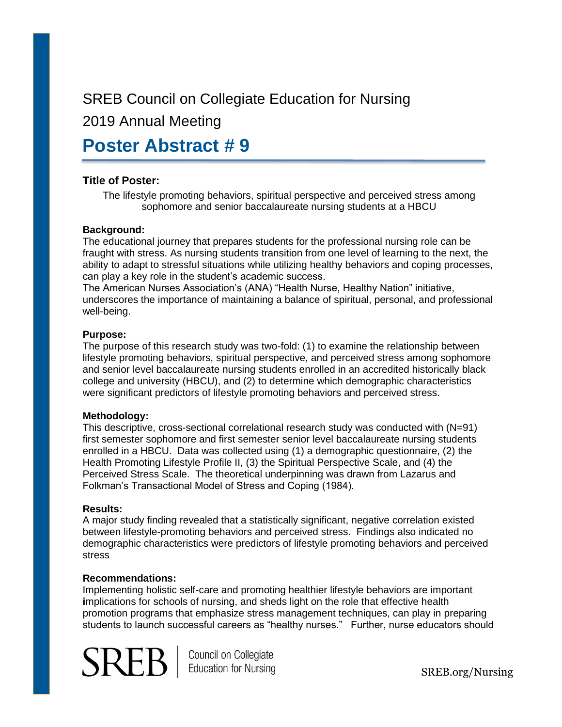SREB Council on Collegiate Education for Nursing

2019 Annual Meeting

# Poster Abstract # 9

### Title of Poster:

The lifestyle promoting behaviors, spiritual perspective and perceived stress among sophomore and senior baccalaureate nursing students at a HBCU

**Background:**

The educational journey that prepares students for the professional nursing role can be fraught with stress. As nursing students transition from one level of learning to the next, the ability to adapt to stressful situations while utilizing healthy behaviors and coping processes, can play a key role in the student's academic success.

The American Nurses Association's (ANA) "Health Nurse, Healthy Nation" initiative, underscores the importance of maintaining a balance of spiritual, personal, and professional well-being.

**Purpose:**

The purpose of this research study was two-fold: (1) to examine the relationship between lifestyle promoting behaviors, spiritual perspective, and perceived stress among sophomore and senior level baccalaureate nursing students enrolled in an accredited historically black college and university (HBCU), and (2) to determine which demographic characteristics were significant predictors of lifestyle promoting behaviors and perceived stress.

**Methodology:**

This descriptive, cross-sectional correlational research study was conducted with (N=91) first semester sophomore and first semester senior level baccalaureate nursing students enrolled in a HBCU. Data was collected using (1) a demographic questionnaire, (2) the Health Promoting Lifestyle Profile II, (3) the Spiritual Perspective Scale, and (4) the Perceived Stress Scale. The theoretical underpinning was drawn from Lazarus and Folkman's Transactional Model of Stress and Coping (1984).

**Results:**

A major study finding revealed that a statistically significant, negative correlation existed between lifestyle-promoting behaviors and perceived stress. Findings also indicated no demographic characteristics were predictors of lifestyle promoting behaviors and perceived stress

**Recommendations:**

Implementing holistic self-care and promoting healthier lifestyle behaviors are important implications for schools of nursing, and sheds light on the role that effective health promotion programs that emphasize stress management techniques, can play in preparing students to launch successful careers as "healthy nurses." Further, nurse educators should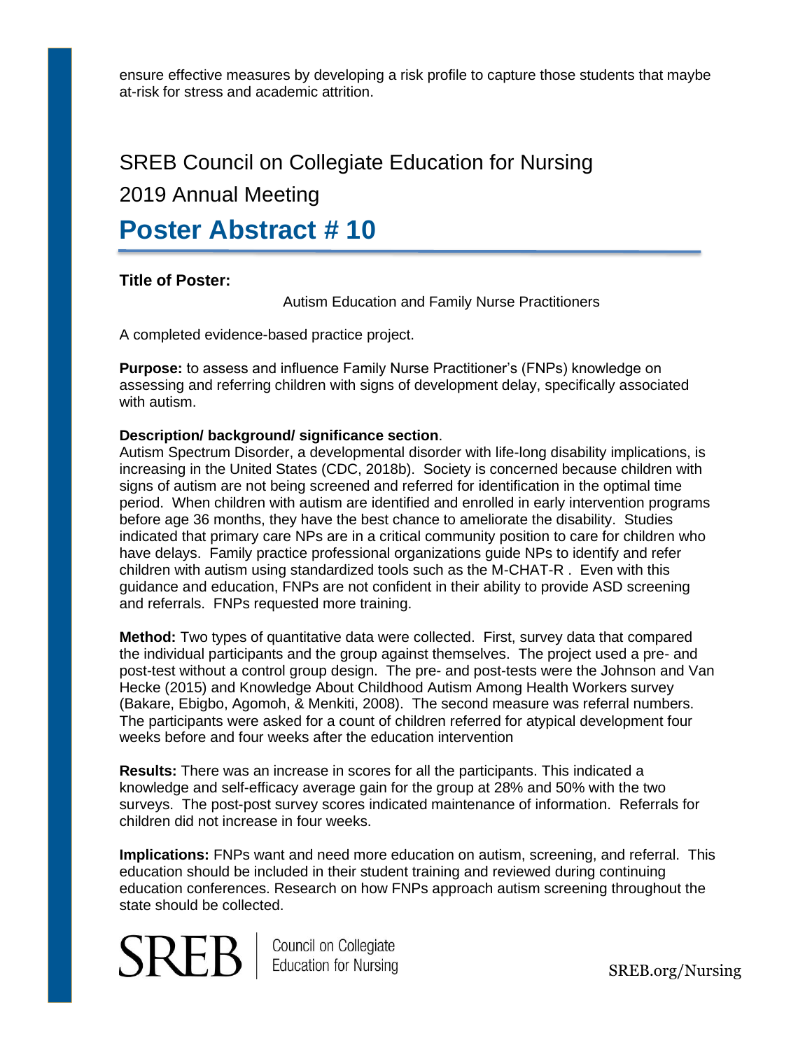ensure effective measures by developing a risk profile to capture those students that maybe at-risk for stress and academic attrition.

# SREB Council on Collegiate Education for Nursing

## 2019 Annual Meeting

# Poster Abstract # 10

**Title of Poster:**

Autism Education and Family Nurse Practitioners

A completed evidence-based practice project.

**Purpose:** to assess and influence Family Nurse Practitioner's (FNPs) knowledge on assessing and referring children with signs of development delay, specifically associated with autism.

**Description/ background/ significance section**.
Autism Spectrum Disorder, a developmental disorder with life-long disability implications, is increasing in the United States (CDC, 2018b). Society is concerned because children with signs of autism are not being screened and referred for identification in the optimal time period. When children with autism are identified and enrolled in early intervention programs before age 36 months, they have the best chance to ameliorate the disability. Studies indicated that primary care NPs are in a critical community position to care for children who have delays. Family practice professional organizations guide NPs to identify and refer children with autism using standardized tools such as the M-CHAT-R . Even with this guidance and education, FNPs are not confident in their ability to provide ASD screening and referrals. FNPs requested more training.

**Method:** Two types of quantitative data were collected. First, survey data that compared the individual participants and the group against themselves. The project used a pre- and post-test without a control group design. The pre- and post-tests were the Johnson and Van Hecke (2015) and Knowledge About Childhood Autism Among Health Workers survey (Bakare, Ebigbo, Agomoh, & Menkiti, 2008). The second measure was referral numbers. The participants were asked for a count of children referred for atypical development four weeks before and four weeks after the education intervention

**Results:** There was an increase in scores for all the participants. This indicated a knowledge and self-efficacy average gain for the group at 28% and 50% with the two surveys. The post-post survey scores indicated maintenance of information. Referrals for children did not increase in four weeks.

**Implications:** FNPs want and need more education on autism, screening, and referral. This education should be included in their student training and reviewed during continuing education conferences. Research on how FNPs approach autism screening throughout the state should be collected.

SREB | Council on Collegiate Education for Nursing

SREB.org/Nursing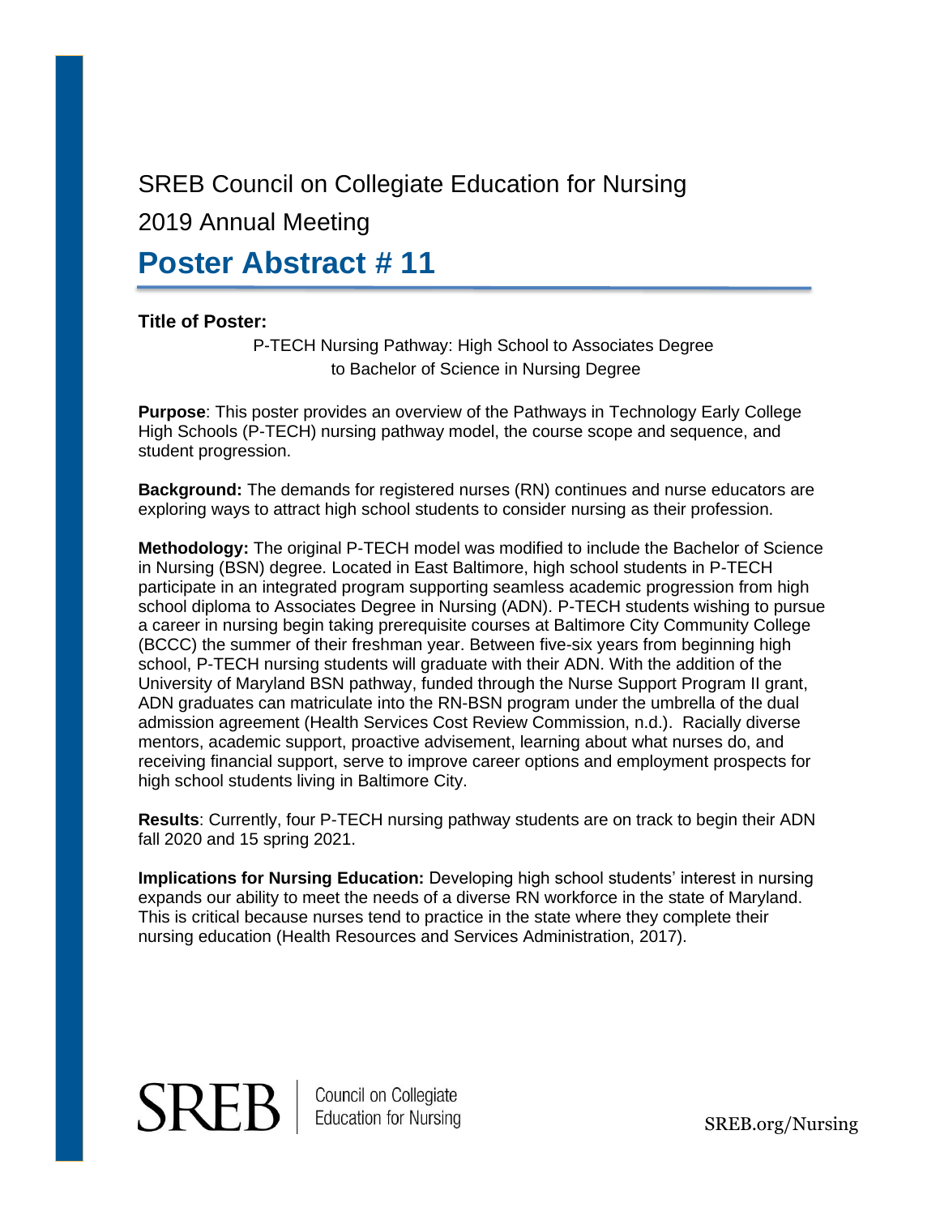SREB Council on Collegiate Education for Nursing

2019 Annual Meeting

# Poster Abstract # 11

**Title of Poster:**

P-TECH Nursing Pathway: High School to Associates Degree to Bachelor of Science in Nursing Degree

**Purpose**: This poster provides an overview of the Pathways in Technology Early College High Schools (P-TECH) nursing pathway model, the course scope and sequence, and student progression.

**Background:** The demands for registered nurses (RN) continues and nurse educators are exploring ways to attract high school students to consider nursing as their profession.

**Methodology:** The original P-TECH model was modified to include the Bachelor of Science in Nursing (BSN) degree. Located in East Baltimore, high school students in P-TECH participate in an integrated program supporting seamless academic progression from high school diploma to Associates Degree in Nursing (ADN). P-TECH students wishing to pursue a career in nursing begin taking prerequisite courses at Baltimore City Community College (BCCC) the summer of their freshman year. Between five-six years from beginning high school, P-TECH nursing students will graduate with their ADN. With the addition of the University of Maryland BSN pathway, funded through the Nurse Support Program II grant, ADN graduates can matriculate into the RN-BSN program under the umbrella of the dual admission agreement (Health Services Cost Review Commission, n.d.). Racially diverse mentors, academic support, proactive advisement, learning about what nurses do, and receiving financial support, serve to improve career options and employment prospects for high school students living in Baltimore City.

**Results**: Currently, four P-TECH nursing pathway students are on track to begin their ADN fall 2020 and 15 spring 2021.

**Implications for Nursing Education:** Developing high school students' interest in nursing expands our ability to meet the needs of a diverse RN workforce in the state of Maryland. This is critical because nurses tend to practice in the state where they complete their nursing education (Health Resources and Services Administration, 2017).

SREB | Council on Collegiate Education for Nursing

SREB.org/Nursing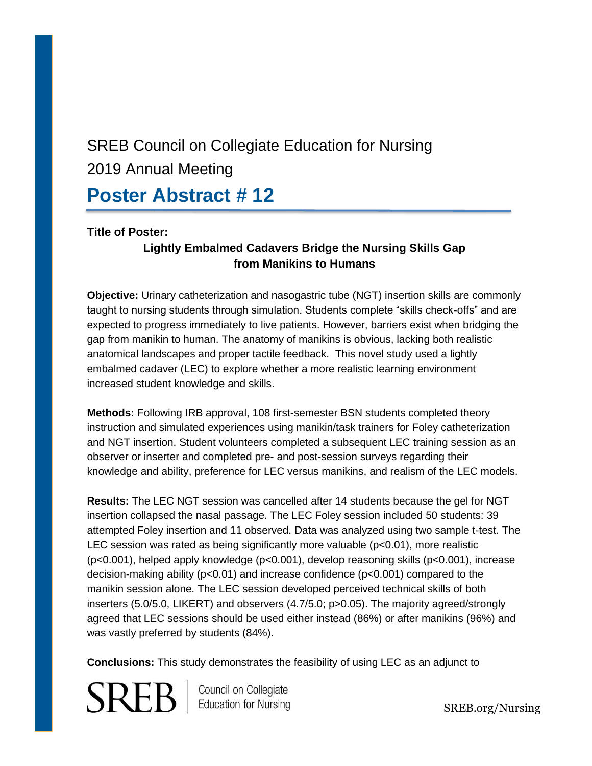SREB Council on Collegiate Education for Nursing

2019 Annual Meeting

# Poster Abstract # 12

**Title of Poster:**

**Lightly Embalmed Cadavers Bridge the Nursing Skills Gap from Manikins to Humans**

**Objective:** Urinary catheterization and nasogastric tube (NGT) insertion skills are commonly taught to nursing students through simulation. Students complete "skills check-offs" and are expected to progress immediately to live patients. However, barriers exist when bridging the gap from manikin to human. The anatomy of manikins is obvious, lacking both realistic anatomical landscapes and proper tactile feedback. This novel study used a lightly embalmed cadaver (LEC) to explore whether a more realistic learning environment increased student knowledge and skills.

**Methods:** Following IRB approval, 108 first-semester BSN students completed theory instruction and simulated experiences using manikin/task trainers for Foley catheterization and NGT insertion. Student volunteers completed a subsequent LEC training session as an observer or inserter and completed pre- and post-session surveys regarding their knowledge and ability, preference for LEC versus manikins, and realism of the LEC models.

**Results:** The LEC NGT session was cancelled after 14 students because the gel for NGT insertion collapsed the nasal passage. The LEC Foley session included 50 students: 39 attempted Foley insertion and 11 observed. Data was analyzed using two sample t-test. The LEC session was rated as being significantly more valuable ($p<0.01$), more realistic ($p<0.001$), helped apply knowledge ($p<0.001$), develop reasoning skills ($p<0.001$), increase decision-making ability ($p<0.01$) and increase confidence ($p<0.001$) compared to the manikin session alone. The LEC session developed perceived technical skills of both inserters (5.0/5.0, LIKERT) and observers (4.7/5.0; $p>0.05$). The majority agreed/strongly agreed that LEC sessions should be used either instead (86%) or after manikins (96%) and was vastly preferred by students (84%).

**Conclusions:** This study demonstrates the feasibility of using LEC as an adjunct to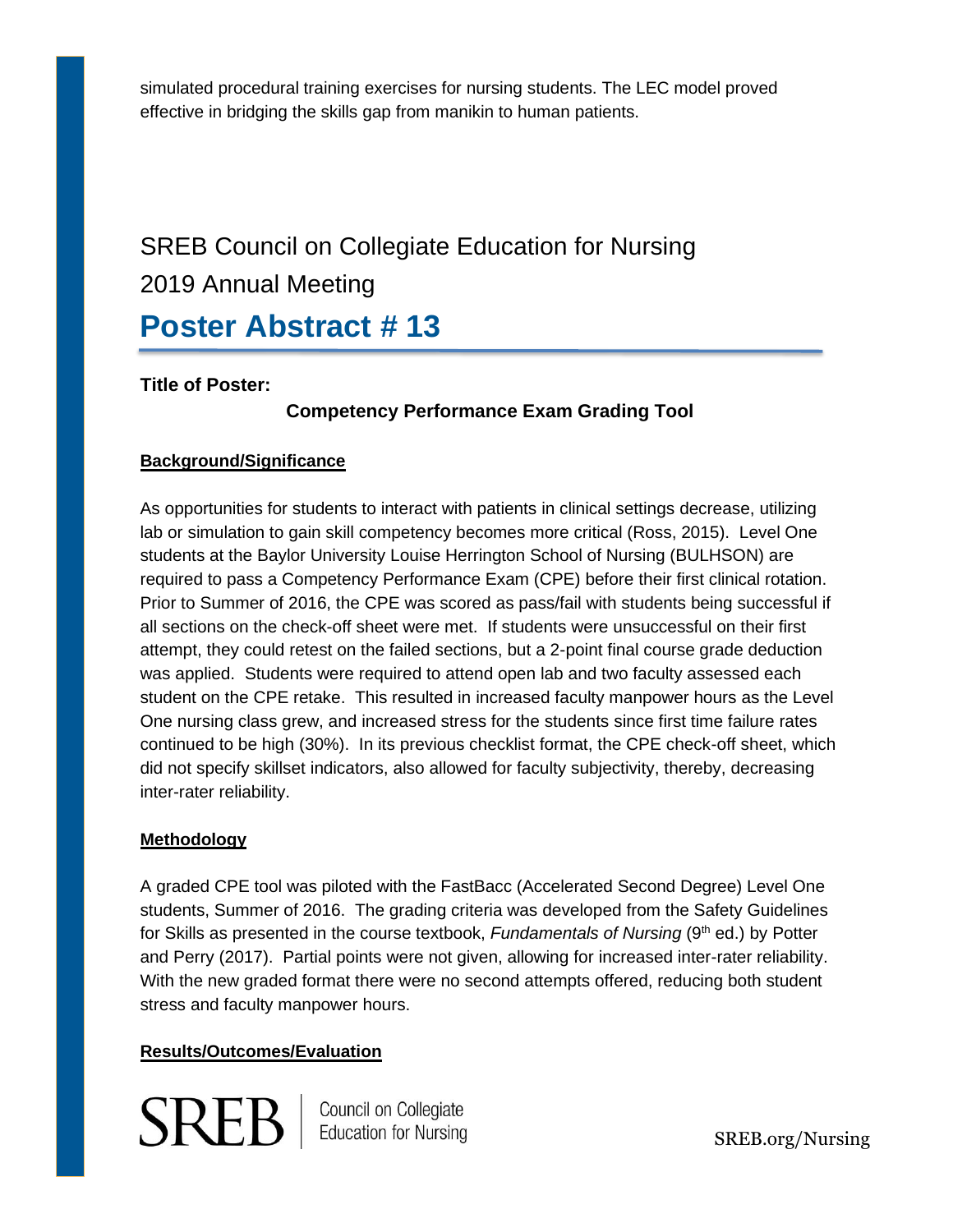simulated procedural training exercises for nursing students. The LEC model proved effective in bridging the skills gap from manikin to human patients.

SREB Council on Collegiate Education for Nursing
2019 Annual Meeting

# Poster Abstract # 13

**Title of Poster:**

**Competency Performance Exam Grading Tool**

**Background/Significance**

As opportunities for students to interact with patients in clinical settings decrease, utilizing lab or simulation to gain skill competency becomes more critical (Ross, 2015). Level One students at the Baylor University Louise Herrington School of Nursing (BULHSON) are required to pass a Competency Performance Exam (CPE) before their first clinical rotation. Prior to Summer of 2016, the CPE was scored as pass/fail with students being successful if all sections on the check-off sheet were met. If students were unsuccessful on their first attempt, they could retest on the failed sections, but a 2-point final course grade deduction was applied. Students were required to attend open lab and two faculty assessed each student on the CPE retake. This resulted in increased faculty manpower hours as the Level One nursing class grew, and increased stress for the students since first time failure rates continued to be high (30%). In its previous checklist format, the CPE check-off sheet, which did not specify skillset indicators, also allowed for faculty subjectivity, thereby, decreasing inter-rater reliability.

**Methodology**

A graded CPE tool was piloted with the FastBacc (Accelerated Second Degree) Level One students, Summer of 2016. The grading criteria was developed from the Safety Guidelines for Skills as presented in the course textbook, *Fundamentals of Nursing* (9th ed.) by Potter and Perry (2017). Partial points were not given, allowing for increased inter-rater reliability. With the new graded format there were no second attempts offered, reducing both student stress and faculty manpower hours.

**Results/Outcomes/Evaluation**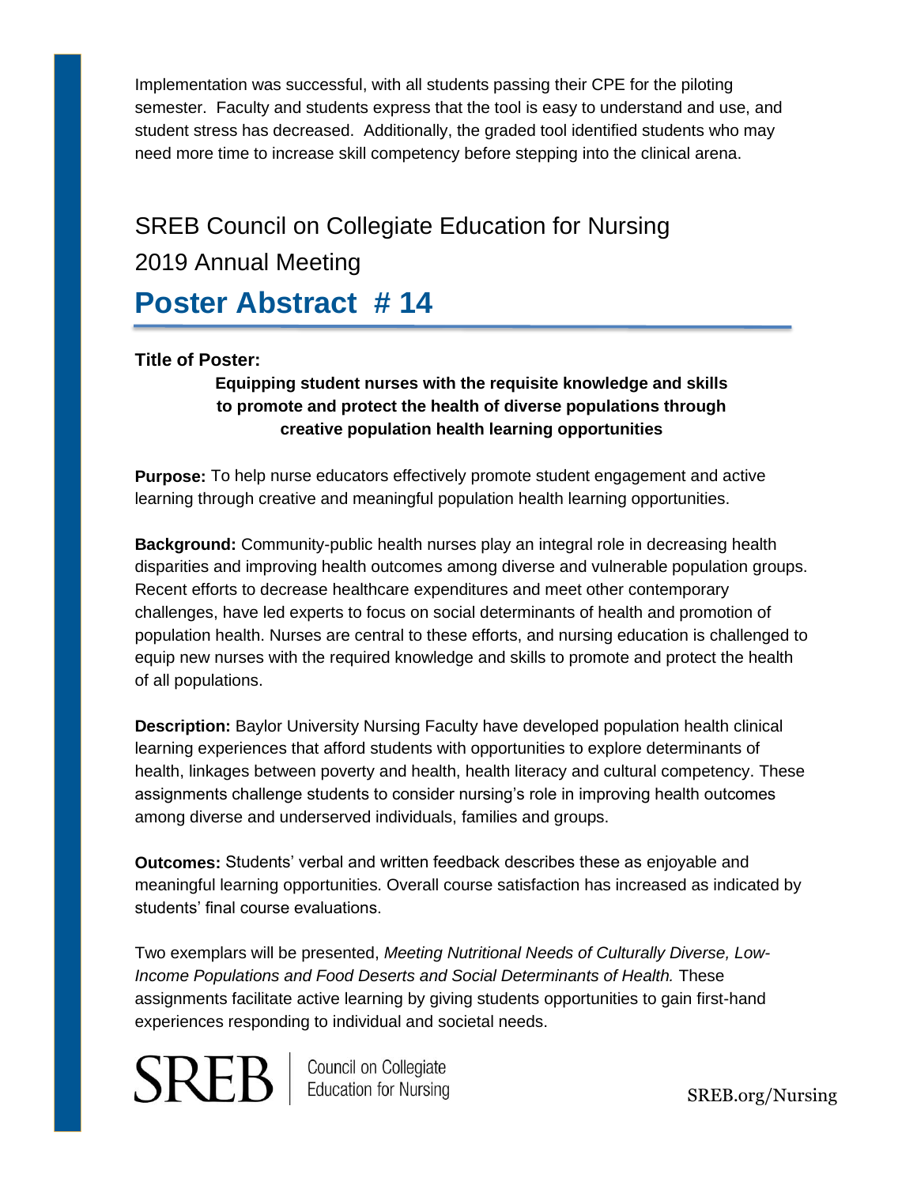Implementation was successful, with all students passing their CPE for the piloting semester. Faculty and students express that the tool is easy to understand and use, and student stress has decreased. Additionally, the graded tool identified students who may need more time to increase skill competency before stepping into the clinical arena.

SREB Council on Collegiate Education for Nursing
2019 Annual Meeting

# Poster Abstract # 14

**Title of Poster:**

**Equipping student nurses with the requisite knowledge and skills to promote and protect the health of diverse populations through creative population health learning opportunities**

**Purpose:** To help nurse educators effectively promote student engagement and active learning through creative and meaningful population health learning opportunities.

**Background:** Community-public health nurses play an integral role in decreasing health disparities and improving health outcomes among diverse and vulnerable population groups. Recent efforts to decrease healthcare expenditures and meet other contemporary challenges, have led experts to focus on social determinants of health and promotion of population health. Nurses are central to these efforts, and nursing education is challenged to equip new nurses with the required knowledge and skills to promote and protect the health of all populations.

**Description:** Baylor University Nursing Faculty have developed population health clinical learning experiences that afford students with opportunities to explore determinants of health, linkages between poverty and health, health literacy and cultural competency. These assignments challenge students to consider nursing's role in improving health outcomes among diverse and underserved individuals, families and groups.

**Outcomes:** Students' verbal and written feedback describes these as enjoyable and meaningful learning opportunities. Overall course satisfaction has increased as indicated by students' final course evaluations.

Two exemplars will be presented, *Meeting Nutritional Needs of Culturally Diverse, Low-Income Populations and Food Deserts and Social Determinants of Health.* These assignments facilitate active learning by giving students opportunities to gain first-hand experiences responding to individual and societal needs.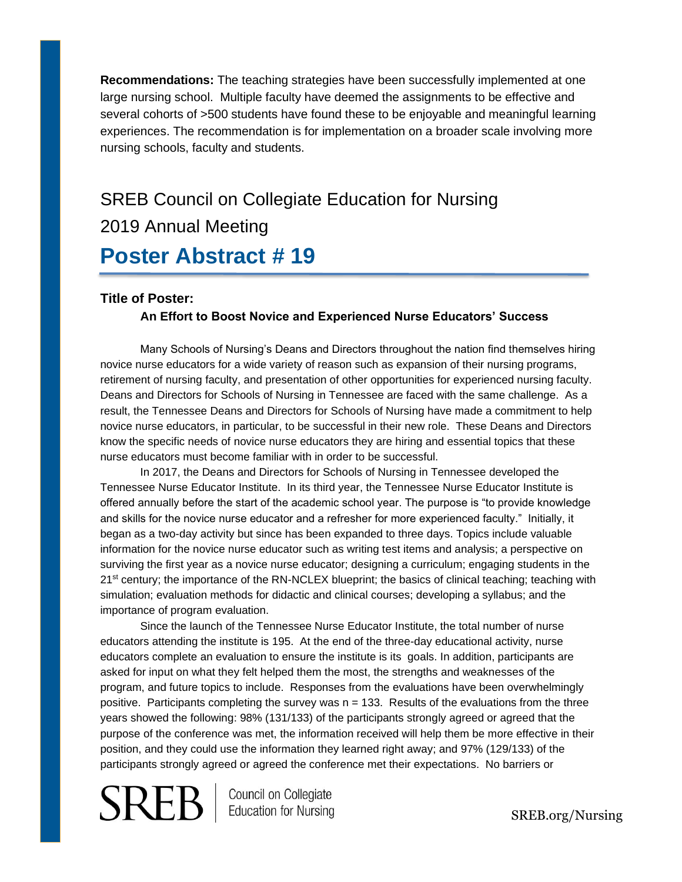**Recommendations:** The teaching strategies have been successfully implemented at one large nursing school. Multiple faculty have deemed the assignments to be effective and several cohorts of >500 students have found these to be enjoyable and meaningful learning experiences. The recommendation is for implementation on a broader scale involving more nursing schools, faculty and students.

SREB Council on Collegiate Education for Nursing

2019 Annual Meeting

# Poster Abstract # 19

### Title of Poster:

**An Effort to Boost Novice and Experienced Nurse Educators' Success**

Many Schools of Nursing's Deans and Directors throughout the nation find themselves hiring novice nurse educators for a wide variety of reason such as expansion of their nursing programs, retirement of nursing faculty, and presentation of other opportunities for experienced nursing faculty. Deans and Directors for Schools of Nursing in Tennessee are faced with the same challenge. As a result, the Tennessee Deans and Directors for Schools of Nursing have made a commitment to help novice nurse educators, in particular, to be successful in their new role. These Deans and Directors know the specific needs of novice nurse educators they are hiring and essential topics that these nurse educators must become familiar with in order to be successful.

In 2017, the Deans and Directors for Schools of Nursing in Tennessee developed the Tennessee Nurse Educator Institute. In its third year, the Tennessee Nurse Educator Institute is offered annually before the start of the academic school year. The purpose is "to provide knowledge and skills for the novice nurse educator and a refresher for more experienced faculty." Initially, it began as a two-day activity but since has been expanded to three days. Topics include valuable information for the novice nurse educator such as writing test items and analysis; a perspective on surviving the first year as a novice nurse educator; designing a curriculum; engaging students in the 21st century; the importance of the RN-NCLEX blueprint; the basics of clinical teaching; teaching with simulation; evaluation methods for didactic and clinical courses; developing a syllabus; and the importance of program evaluation.

Since the launch of the Tennessee Nurse Educator Institute, the total number of nurse educators attending the institute is 195. At the end of the three-day educational activity, nurse educators complete an evaluation to ensure the institute is its goals. In addition, participants are asked for input on what they felt helped them the most, the strengths and weaknesses of the program, and future topics to include. Responses from the evaluations have been overwhelmingly positive. Participants completing the survey was n = 133. Results of the evaluations from the three years showed the following: 98% (131/133) of the participants strongly agreed or agreed that the purpose of the conference was met, the information received will help them be more effective in their position, and they could use the information they learned right away; and 97% (129/133) of the participants strongly agreed or agreed the conference met their expectations. No barriers or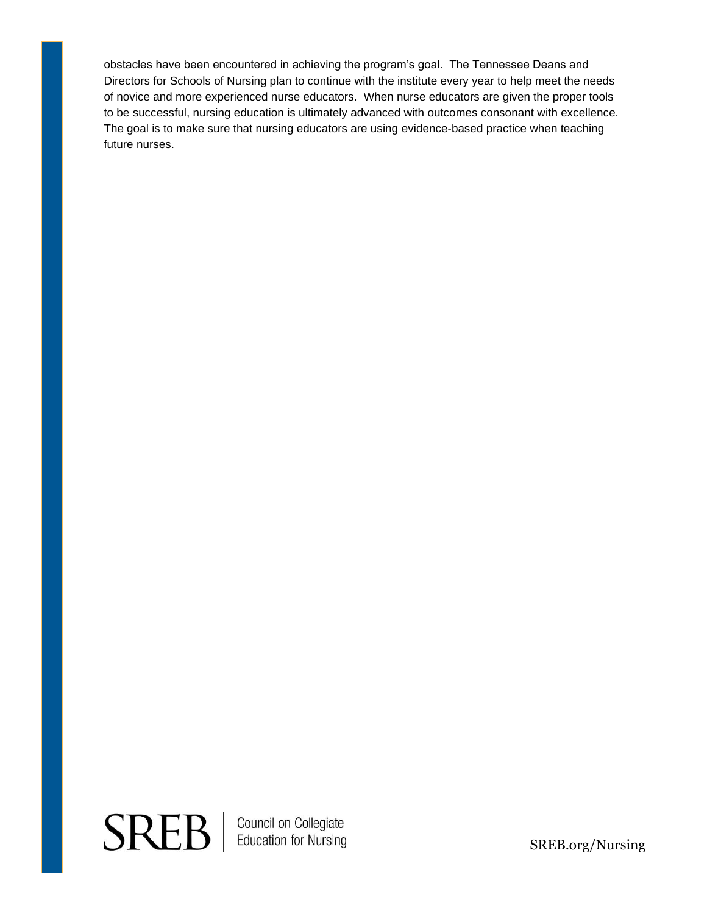obstacles have been encountered in achieving the program's goal. The Tennessee Deans and Directors for Schools of Nursing plan to continue with the institute every year to help meet the needs of novice and more experienced nurse educators. When nurse educators are given the proper tools to be successful, nursing education is ultimately advanced with outcomes consonant with excellence. The goal is to make sure that nursing educators are using evidence-based practice when teaching future nurses.